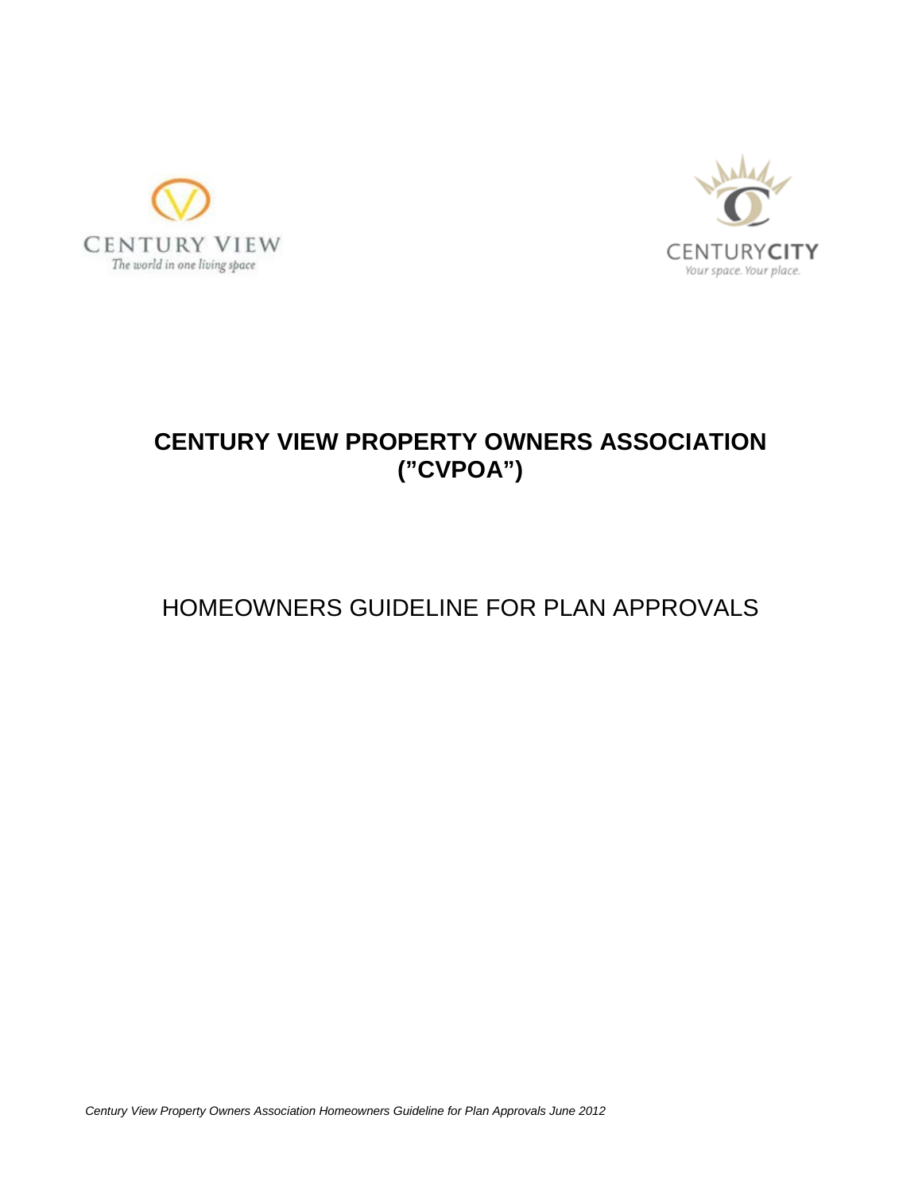CENTURY VIEW
The world in one living space

CENTURYCITY
Your space. Your place.

# CENTURY VIEW PROPERTY OWNERS ASSOCIATION ("CVPOA")

## HOMEOWNERS GUIDELINE FOR PLAN APPROVALS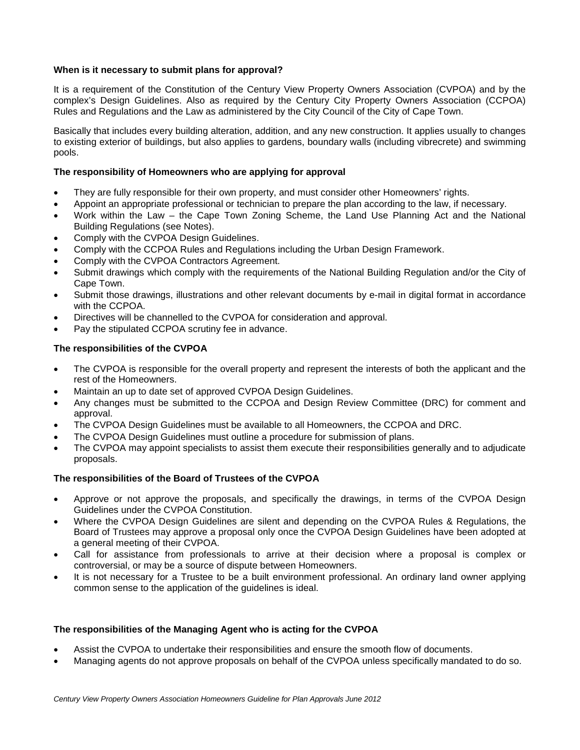**When is it necessary to submit plans for approval?**

It is a requirement of the Constitution of the Century View Property Owners Association (CVPOA) and by the complex's Design Guidelines. Also as required by the Century City Property Owners Association (CCPOA) Rules and Regulations and the Law as administered by the City Council of the City of Cape Town.

Basically that includes every building alteration, addition, and any new construction. It applies usually to changes to existing exterior of buildings, but also applies to gardens, boundary walls (including vibrecrete) and swimming pools.

**The responsibility of Homeowners who are applying for approval**

- They are fully responsible for their own property, and must consider other Homeowners' rights.
- Appoint an appropriate professional or technician to prepare the plan according to the law, if necessary.
- Work within the Law – the Cape Town Zoning Scheme, the Land Use Planning Act and the National Building Regulations (see Notes).
- Comply with the CVPOA Design Guidelines.
- Comply with the CCPOA Rules and Regulations including the Urban Design Framework.
- Comply with the CVPOA Contractors Agreement.
- Submit drawings which comply with the requirements of the National Building Regulation and/or the City of Cape Town.
- Submit those drawings, illustrations and other relevant documents by e-mail in digital format in accordance with the CCPOA.
- Directives will be channelled to the CVPOA for consideration and approval.
- Pay the stipulated CCPOA scrutiny fee in advance.

**The responsibilities of the CVPOA**

- The CVPOA is responsible for the overall property and represent the interests of both the applicant and the rest of the Homeowners.
- Maintain an up to date set of approved CVPOA Design Guidelines.
- Any changes must be submitted to the CCPOA and Design Review Committee (DRC) for comment and approval.
- The CVPOA Design Guidelines must be available to all Homeowners, the CCPOA and DRC.
- The CVPOA Design Guidelines must outline a procedure for submission of plans.
- The CVPOA may appoint specialists to assist them execute their responsibilities generally and to adjudicate proposals.

**The responsibilities of the Board of Trustees of the CVPOA**

- Approve or not approve the proposals, and specifically the drawings, in terms of the CVPOA Design Guidelines under the CVPOA Constitution.
- Where the CVPOA Design Guidelines are silent and depending on the CVPOA Rules & Regulations, the Board of Trustees may approve a proposal only once the CVPOA Design Guidelines have been adopted at a general meeting of their CVPOA.
- Call for assistance from professionals to arrive at their decision where a proposal is complex or controversial, or may be a source of dispute between Homeowners.
- It is not necessary for a Trustee to be a built environment professional. An ordinary land owner applying common sense to the application of the guidelines is ideal.

**The responsibilities of the Managing Agent who is acting for the CVPOA**

- Assist the CVPOA to undertake their responsibilities and ensure the smooth flow of documents.
- Managing agents do not approve proposals on behalf of the CVPOA unless specifically mandated to do so.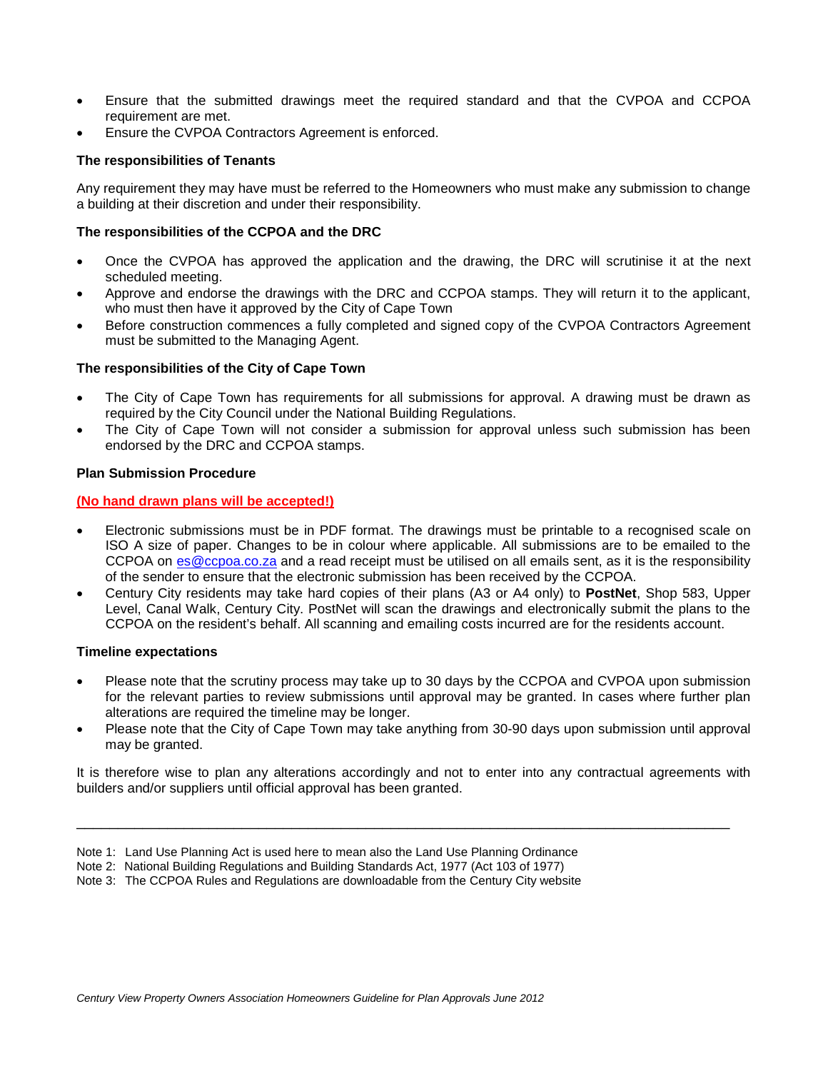- Ensure that the submitted drawings meet the required standard and that the CVPOA and CCPOA requirement are met.
- Ensure the CVPOA Contractors Agreement is enforced.

**The responsibilities of Tenants**

Any requirement they may have must be referred to the Homeowners who must make any submission to change a building at their discretion and under their responsibility.

**The responsibilities of the CCPOA and the DRC**

- Once the CVPOA has approved the application and the drawing, the DRC will scrutinise it at the next scheduled meeting.
- Approve and endorse the drawings with the DRC and CCPOA stamps. They will return it to the applicant, who must then have it approved by the City of Cape Town
- Before construction commences a fully completed and signed copy of the CVPOA Contractors Agreement must be submitted to the Managing Agent.

**The responsibilities of the City of Cape Town**

- The City of Cape Town has requirements for all submissions for approval. A drawing must be drawn as required by the City Council under the National Building Regulations.
- The City of Cape Town will not consider a submission for approval unless such submission has been endorsed by the DRC and CCPOA stamps.

**Plan Submission Procedure**

**(No hand drawn plans will be accepted!)**

- Electronic submissions must be in PDF format. The drawings must be printable to a recognised scale on ISO A size of paper. Changes to be in colour where applicable. All submissions are to be emailed to the CCPOA on es@ccpoa.co.za and a read receipt must be utilised on all emails sent, as it is the responsibility of the sender to ensure that the electronic submission has been received by the CCPOA.
- Century City residents may take hard copies of their plans (A3 or A4 only) to **PostNet**, Shop 583, Upper Level, Canal Walk, Century City. PostNet will scan the drawings and electronically submit the plans to the CCPOA on the resident's behalf. All scanning and emailing costs incurred are for the residents account.

**Timeline expectations**

- Please note that the scrutiny process may take up to 30 days by the CCPOA and CVPOA upon submission for the relevant parties to review submissions until approval may be granted. In cases where further plan alterations are required the timeline may be longer.
- Please note that the City of Cape Town may take anything from 30-90 days upon submission until approval may be granted.

It is therefore wise to plan any alterations accordingly and not to enter into any contractual agreements with builders and/or suppliers until official approval has been granted.

---

Note 1: Land Use Planning Act is used here to mean also the Land Use Planning Ordinance
Note 2: National Building Regulations and Building Standards Act, 1977 (Act 103 of 1977)
Note 3: The CCPOA Rules and Regulations are downloadable from the Century City website